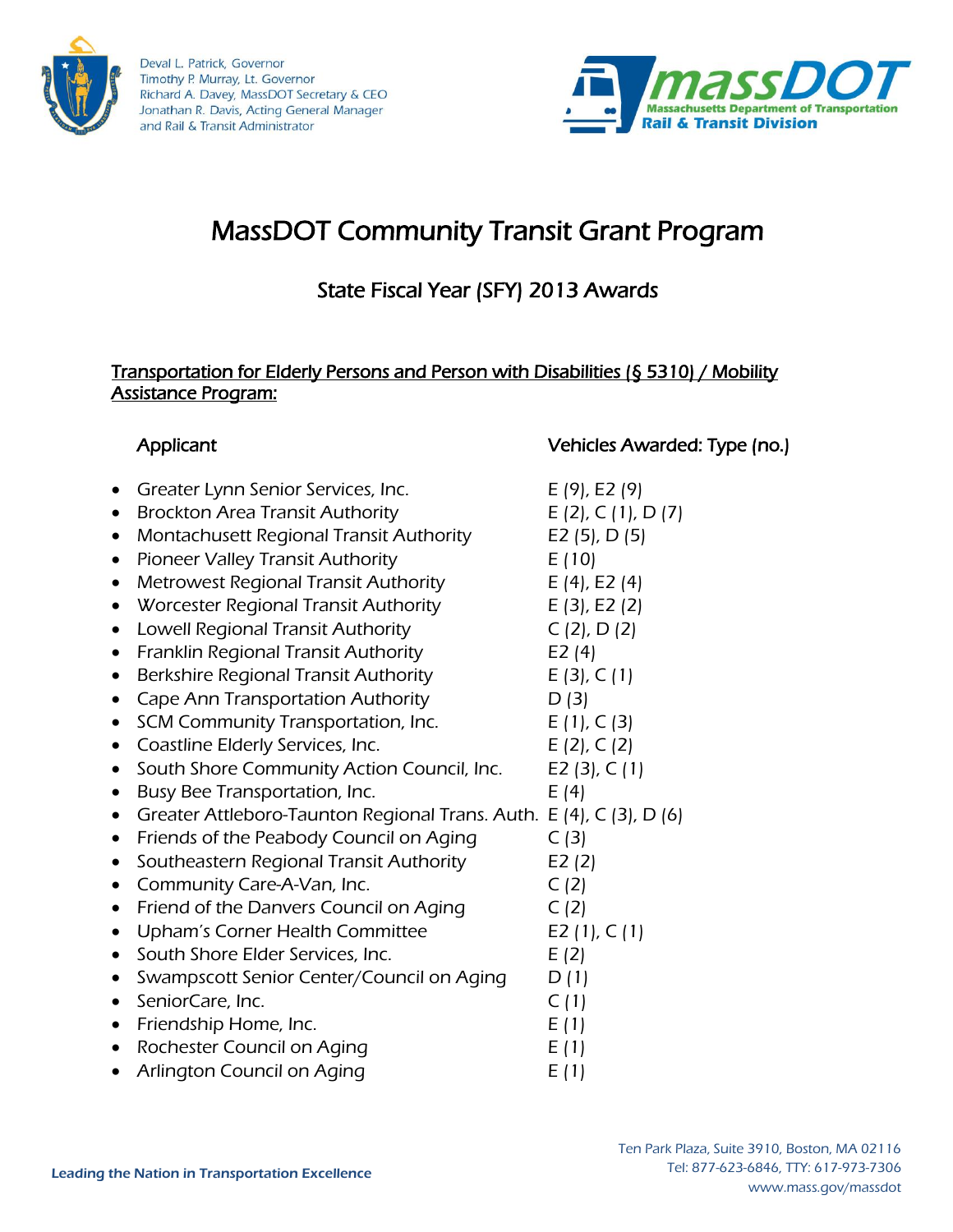Deval L. Patrick, Governor
Timothy P. Murray, Lt. Governor
Richard A. Davey, MassDOT Secretary & CEO
Jonathan R. Davis, Acting General Manager
and Rail & Transit Administrator

massDOT
Massachusetts Department of Transportation
Rail & Transit Division

# MassDOT Community Transit Grant Program

## State Fiscal Year (SFY) 2013 Awards

### Transportation for Elderly Persons and Person with Disabilities (§ 5310) / Mobility Assistance Program:

| Applicant | Vehicles Awarded: Type (no.) |
|---|---|
| Greater Lynn Senior Services, Inc. | E (9), E2 (9) |
| Brockton Area Transit Authority | E (2), C (1), D (7) |
| Montachusett Regional Transit Authority | E2 (5), D (5) |
| Pioneer Valley Transit Authority | E (10) |
| Metrowest Regional Transit Authority | E (4), E2 (4) |
| Worcester Regional Transit Authority | E (3), E2 (2) |
| Lowell Regional Transit Authority | C (2), D (2) |
| Franklin Regional Transit Authority | E2 (4) |
| Berkshire Regional Transit Authority | E (3), C (1) |
| Cape Ann Transportation Authority | D (3) |
| SCM Community Transportation, Inc. | E (1), C (3) |
| Coastline Elderly Services, Inc. | E (2), C (2) |
| South Shore Community Action Council, Inc. | E2 (3), C (1) |
| Busy Bee Transportation, Inc. | E (4) |
| Greater Attleboro-Taunton Regional Trans. Auth. | E (4), C (3), D (6) |
| Friends of the Peabody Council on Aging | C (3) |
| Southeastern Regional Transit Authority | E2 (2) |
| Community Care-A-Van, Inc. | C (2) |
| Friend of the Danvers Council on Aging | C (2) |
| Upham's Corner Health Committee | E2 (1), C (1) |
| South Shore Elder Services, Inc. | E (2) |
| Swampscott Senior Center/Council on Aging | D (1) |
| SeniorCare, Inc. | C (1) |
| Friendship Home, Inc. | E (1) |
| Rochester Council on Aging | E (1) |
| Arlington Council on Aging | E (1) |

Leading the Nation in Transportation Excellence

Ten Park Plaza, Suite 3910, Boston, MA 02116
Tel: 877-623-6846, TTY: 617-973-7306
www.mass.gov/massdot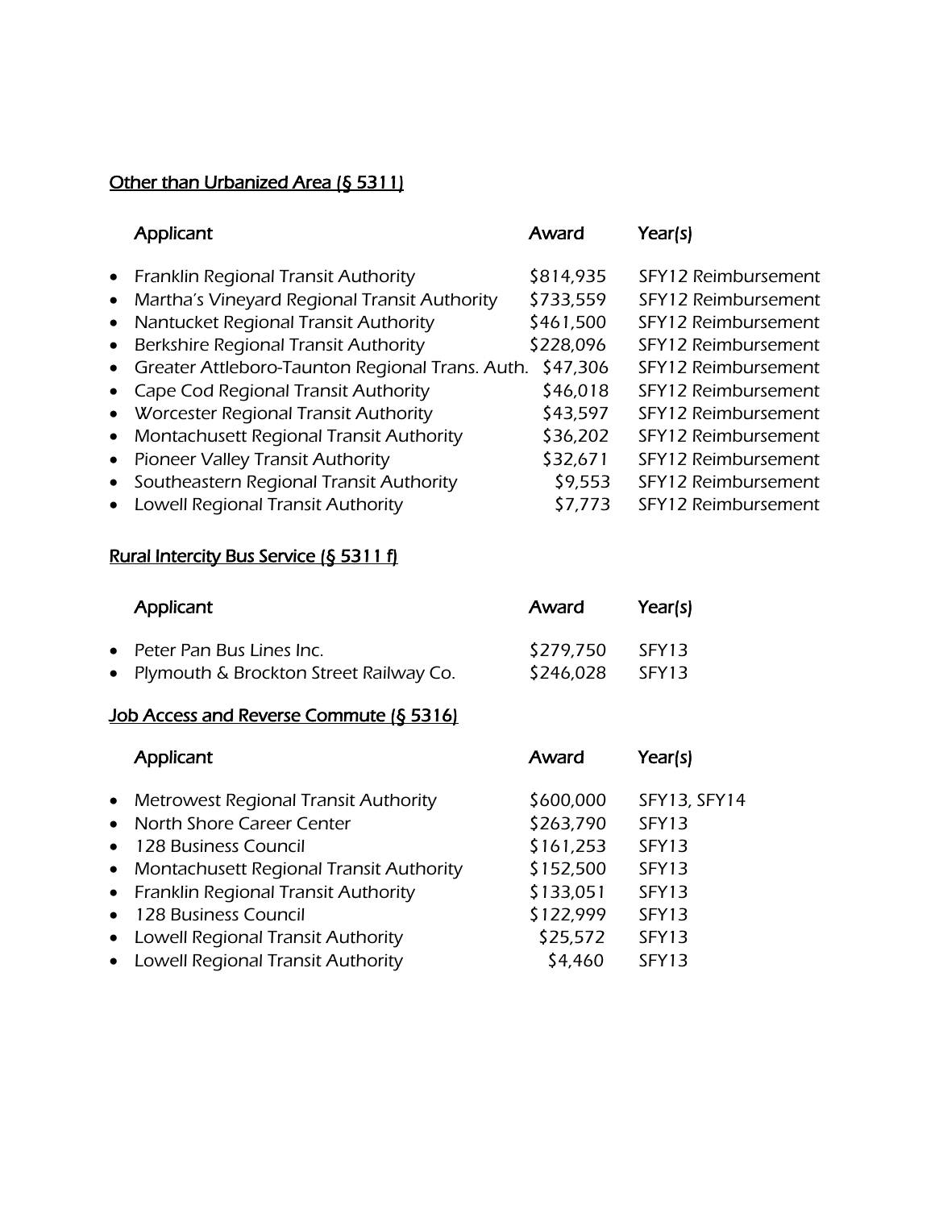Other than Urbanized Area (§ 5311)

| Applicant | Award | Year(s) |
| --- | --- | --- |
| Franklin Regional Transit Authority | $814,935 | SFY12 Reimbursement |
| Martha's Vineyard Regional Transit Authority | $733,559 | SFY12 Reimbursement |
| Nantucket Regional Transit Authority | $461,500 | SFY12 Reimbursement |
| Berkshire Regional Transit Authority | $228,096 | SFY12 Reimbursement |
| Greater Attleboro-Taunton Regional Trans. Auth. | $47,306 | SFY12 Reimbursement |
| Cape Cod Regional Transit Authority | $46,018 | SFY12 Reimbursement |
| Worcester Regional Transit Authority | $43,597 | SFY12 Reimbursement |
| Montachusett Regional Transit Authority | $36,202 | SFY12 Reimbursement |
| Pioneer Valley Transit Authority | $32,671 | SFY12 Reimbursement |
| Southeastern Regional Transit Authority | $9,553 | SFY12 Reimbursement |
| Lowell Regional Transit Authority | $7,773 | SFY12 Reimbursement |

Rural Intercity Bus Service (§ 5311 f)

| Applicant | Award | Year(s) |
| --- | --- | --- |
| Peter Pan Bus Lines Inc. | $279,750 | SFY13 |
| Plymouth & Brockton Street Railway Co. | $246,028 | SFY13 |

Job Access and Reverse Commute (§ 5316)

| Applicant | Award | Year(s) |
| --- | --- | --- |
| Metrowest Regional Transit Authority | $600,000 | SFY13, SFY14 |
| North Shore Career Center | $263,790 | SFY13 |
| 128 Business Council | $161,253 | SFY13 |
| Montachusett Regional Transit Authority | $152,500 | SFY13 |
| Franklin Regional Transit Authority | $133,051 | SFY13 |
| 128 Business Council | $122,999 | SFY13 |
| Lowell Regional Transit Authority | $25,572 | SFY13 |
| Lowell Regional Transit Authority | $4,460 | SFY13 |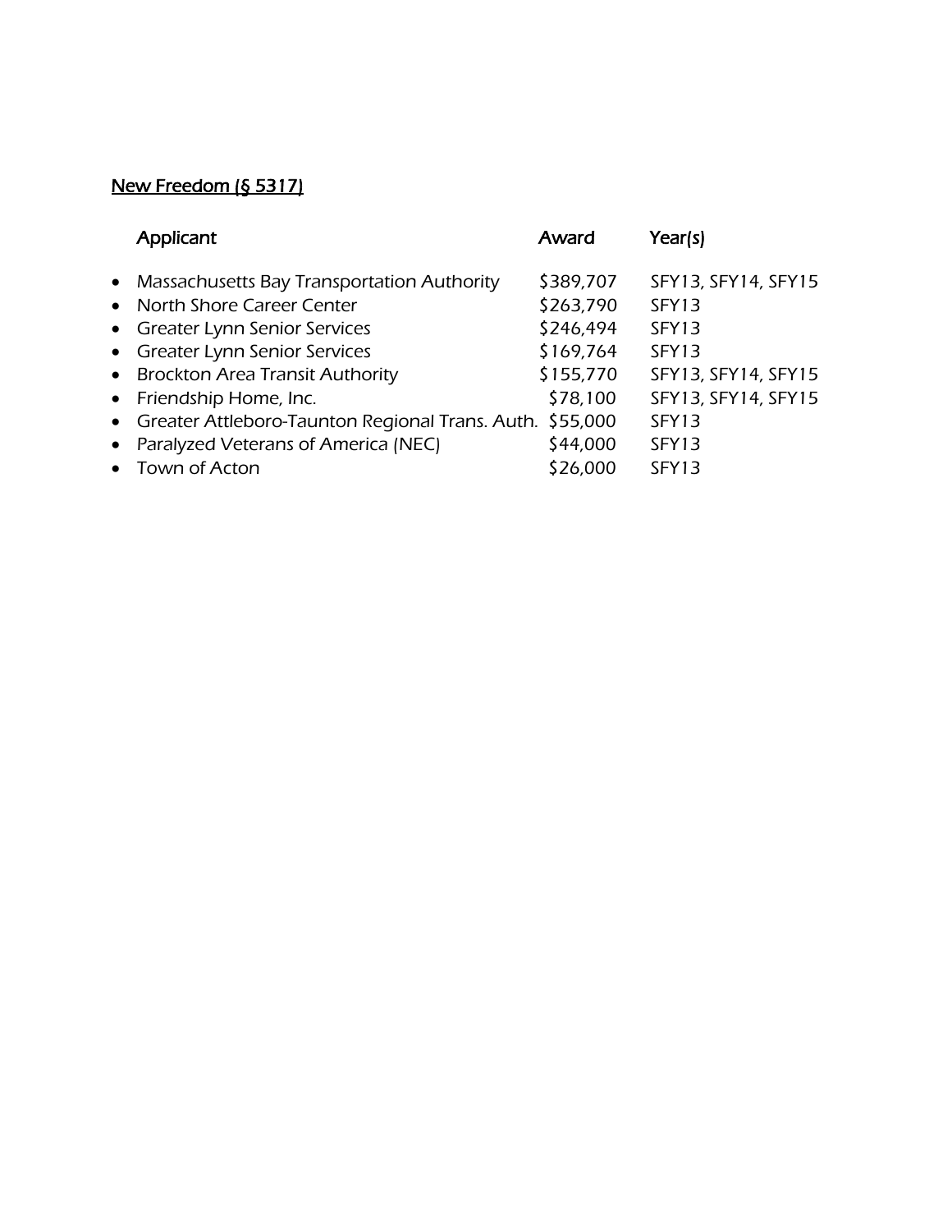New Freedom (§ 5317)

| Applicant | Award | Year(s) |
|---|---|---|
| Massachusetts Bay Transportation Authority | $389,707 | SFY13, SFY14, SFY15 |
| North Shore Career Center | $263,790 | SFY13 |
| Greater Lynn Senior Services | $246,494 | SFY13 |
| Greater Lynn Senior Services | $169,764 | SFY13 |
| Brockton Area Transit Authority | $155,770 | SFY13, SFY14, SFY15 |
| Friendship Home, Inc. | $78,100 | SFY13, SFY14, SFY15 |
| Greater Attleboro-Taunton Regional Trans. Auth. | $55,000 | SFY13 |
| Paralyzed Veterans of America (NEC) | $44,000 | SFY13 |
| Town of Acton | $26,000 | SFY13 |